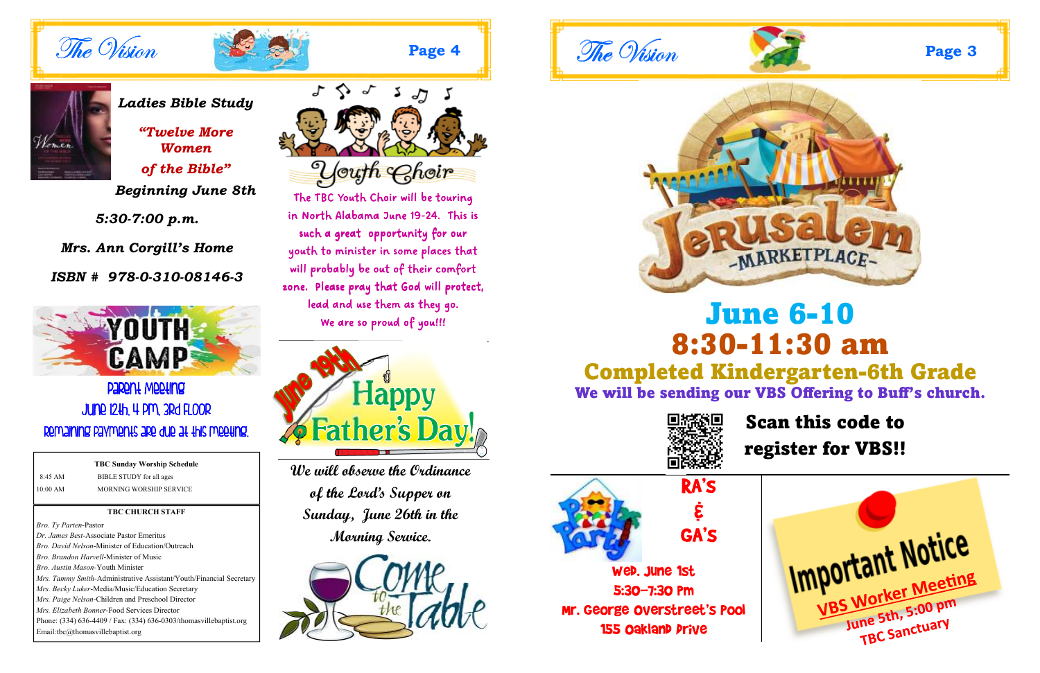## Ladies Bible Study

***"Twelve More Women of the Bible"***

***Beginning June 8th***

***5:30-7:00 p.m.***

***Mrs. Ann Corgill's Home***

***ISBN # 978-0-310-08146-3***

## YOUTH CAMP

Parent Meeting

June 12th, 4 pm, 3rd Floor

Remaining payments are due at this meeting.

| TBC Sunday Worship Schedule | |
|---|---|
| 8:45 AM | BIBLE STUDY for all ages |
| 10:00 AM | MORNING WORSHIP SERVICE |

**TBC CHURCH STAFF**

*Bro. Ty Parten*-Pastor
*Dr. James Best*-Associate Pastor Emeritus
*Bro. David Nelson*-Minister of Education/Outreach
*Bro. Brandon Harvell*-Minister of Music
*Bro. Austin Mason*-Youth Minister
*Mrs. Tammy Smith*-Administrative Assistant/Youth/Financial Secretary
*Mrs. Becky Luker*-Media/Music/Education Secretary
*Mrs. Paige Nelson*-Children and Preschool Director
*Mrs. Elizabeth Bonner*-Food Services Director
Phone: (334) 636-4409 / Fax: (334) 636-0303/thomasvillebaptist.org
Email:tbc@thomasvillebaptist.org

## Youth Choir

The TBC Youth Choir will be touring in North Alabama June 19-24. This is such a great opportunity for our youth to minister in some places that will probably be out of their comfort zone. Please pray that God will protect, lead and use them as they go. We are so proud of you!!!

## June 19th Happy Father's Day!

*We will observe the Ordinance of the Lord's Supper on Sunday, June 26th in the Morning Service.*

Come to the Table

## Jerusalem Marketplace

# June 6-10
# 8:30-11:30 am

## Completed Kindergarten-6th Grade

**We will be sending our VBS Offering to Buff's church.**

**Scan this code to register for VBS!!**

## RA's & GA's

Pool Party

Wed. June 1st
5:30-7:30 pm
Mr. George Overstreet's Pool
155 Oakland Drive

## Important Notice

**VBS Worker Meeting**
June 5th, 5:00 pm
TBC Sanctuary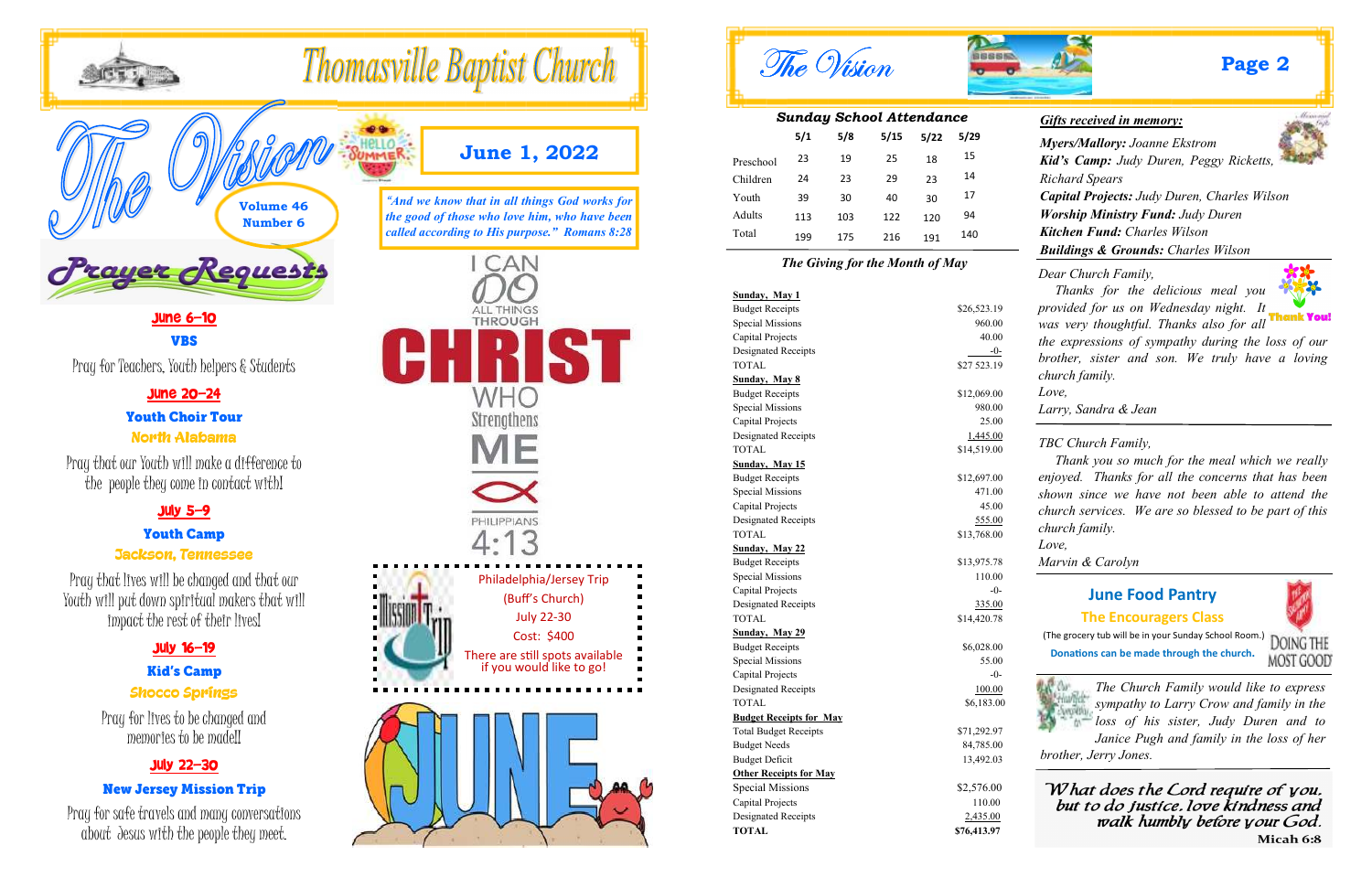# Thomasville Baptist Church

# The Vision

Volume 46
Number 6

**June 1, 2022**

*"And we know that in all things God works for the good of those who love him, who have been called according to His purpose." Romans 8:28*

## Prayer Requests

**June 6–10**
**VBS**
Pray for Teachers, Youth helpers & Students

**June 20–24**
**Youth Choir Tour**
**North Alabama**
Pray that our Youth will make a difference to the people they come in contact with!

**July 5–9**
**Youth Camp**
**Jackson, Tennessee**
Pray that lives will be changed and that our Youth will put down spiritual makers that will impact the rest of their lives!

**July 16–19**
**Kid's Camp**
**Shocco Springs**
Pray for lives to be changed and memories to be made!!

**July 22–30**
**New Jersey Mission Trip**
Pray for safe travels and many conversations about Jesus with the people they meet.

I CAN DO ALL THINGS THROUGH CHRIST WHO Strengthens ME
PHILIPPIANS 4:13

Mission Trip
Philadelphia/Jersey Trip
(Buff's Church)
July 22-30
Cost: $400
There are still spots available if you would like to go!

JUNE

---

# The Vision — Page 2

### Sunday School Attendance

| | 5/1 | 5/8 | 5/15 | 5/22 | 5/29 |
|---|---|---|---|---|---|
| Preschool | 23 | 19 | 25 | 18 | 15 |
| Children | 24 | 23 | 29 | 23 | 14 |
| Youth | 39 | 30 | 40 | 30 | 17 |
| Adults | 113 | 103 | 122 | 120 | 94 |
| Total | 199 | 175 | 216 | 191 | 140 |

### The Giving for the Month of May

| | |
|---|---|
| **Sunday, May 1** | |
| Budget Receipts | $26,523.19 |
| Special Missions | 960.00 |
| Capital Projects | 40.00 |
| Designated Receipts | -0- |
| TOTAL | $27 523.19 |
| **Sunday, May 8** | |
| Budget Receipts | $12,069.00 |
| Special Missions | 980.00 |
| Capital Projects | 25.00 |
| Designated Receipts | 1,445.00 |
| TOTAL | $14,519.00 |
| **Sunday, May 15** | |
| Budget Receipts | $12,697.00 |
| Special Missions | 471.00 |
| Capital Projects | 45.00 |
| Designated Receipts | 555.00 |
| TOTAL | $13,768.00 |
| **Sunday, May 22** | |
| Budget Receipts | $13,975.78 |
| Special Missions | 110.00 |
| Capital Projects | -0- |
| Designated Receipts | 335.00 |
| TOTAL | $14,420.78 |
| **Sunday, May 29** | |
| Budget Receipts | $6,028.00 |
| Special Missions | 55.00 |
| Capital Projects | -0- |
| Designated Receipts | 100.00 |
| TOTAL | $6,183.00 |
| **Budget Receipts for May** | |
| Total Budget Receipts | $71,292.97 |
| Budget Needs | 84,785.00 |
| Budget Deficit | 13,492.03 |
| **Other Receipts for May** | |
| Special Missions | $2,576.00 |
| Capital Projects | 110.00 |
| Designated Receipts | 2,435.00 |
| **TOTAL** | **$76,413.97** |

### *Gifts received in memory:*

***Myers/Mallory:*** *Joanne Ekstrom*
***Kid's Camp:*** *Judy Duren, Peggy Ricketts, Richard Spears*
***Capital Projects:*** *Judy Duren, Charles Wilson*
***Worship Ministry Fund:*** *Judy Duren*
***Kitchen Fund:*** *Charles Wilson*
***Buildings & Grounds:*** *Charles Wilson*

*Dear Church Family,*

*Thanks for the delicious meal you provided for us on Wednesday night. It was very thoughtful. Thanks also for all the expressions of sympathy during the loss of our brother, sister and son. We truly have a loving church family.*

*Love,*
*Larry, Sandra & Jean*

*TBC Church Family,*

*Thank you so much for the meal which we really enjoyed. Thanks for all the concerns that has been shown since we have not been able to attend the church services. We are so blessed to be part of this church family.*

*Love,*
*Marvin & Carolyn*

### June Food Pantry

**The Encouragers Class**

(The grocery tub will be in your Sunday School Room.)

**Donations can be made through the church.**

*The Church Family would like to express sympathy to Larry Crow and family in the loss of his sister, Judy Duren and to Janice Pugh and family in the loss of her brother, Jerry Jones.*

*What does the Lord require of you, but to do justice, love kindness and walk humbly before your God.*
**Micah 6:8**